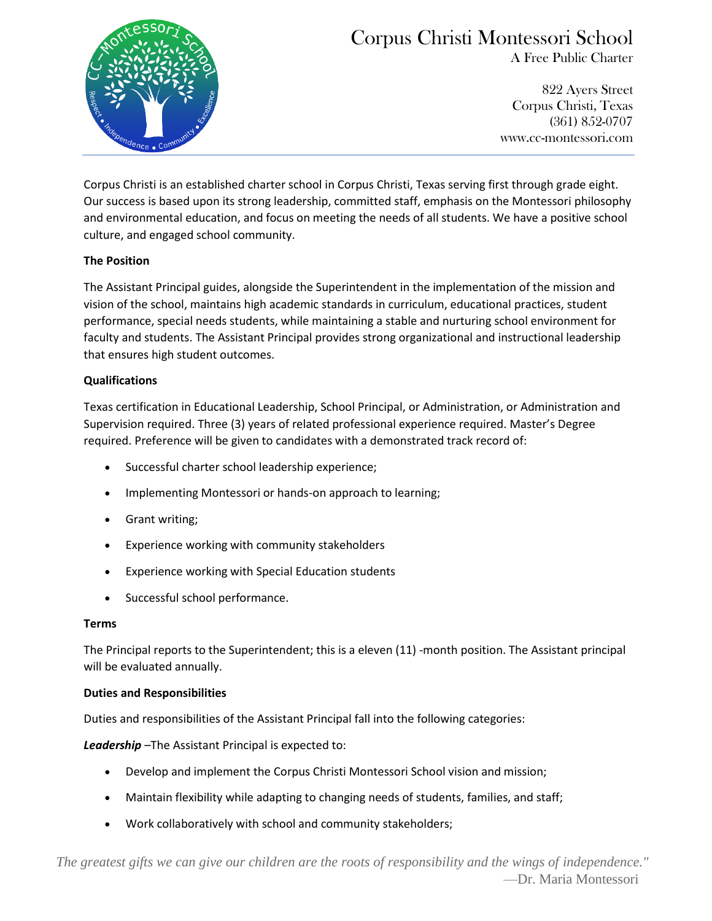# Corpus Christi Montessori School

A Free Public Charter

822 Ayers Street
Corpus Christi, Texas
(361) 852-0707
www.cc-montessori.com

Corpus Christi is an established charter school in Corpus Christi, Texas serving first through grade eight. Our success is based upon its strong leadership, committed staff, emphasis on the Montessori philosophy and environmental education, and focus on meeting the needs of all students. We have a positive school culture, and engaged school community.

**The Position**

The Assistant Principal guides, alongside the Superintendent in the implementation of the mission and vision of the school, maintains high academic standards in curriculum, educational practices, student performance, special needs students, while maintaining a stable and nurturing school environment for faculty and students. The Assistant Principal provides strong organizational and instructional leadership that ensures high student outcomes.

**Qualifications**

Texas certification in Educational Leadership, School Principal, or Administration, or Administration and Supervision required. Three (3) years of related professional experience required. Master's Degree required. Preference will be given to candidates with a demonstrated track record of:

- Successful charter school leadership experience;
- Implementing Montessori or hands-on approach to learning;
- Grant writing;
- Experience working with community stakeholders
- Experience working with Special Education students
- Successful school performance.

**Terms**

The Principal reports to the Superintendent; this is a eleven (11) -month position. The Assistant principal will be evaluated annually.

**Duties and Responsibilities**

Duties and responsibilities of the Assistant Principal fall into the following categories:

***Leadership*** –The Assistant Principal is expected to:

- Develop and implement the Corpus Christi Montessori School vision and mission;
- Maintain flexibility while adapting to changing needs of students, families, and staff;
- Work collaboratively with school and community stakeholders;

*The greatest gifts we can give our children are the roots of responsibility and the wings of independence."*
—Dr. Maria Montessori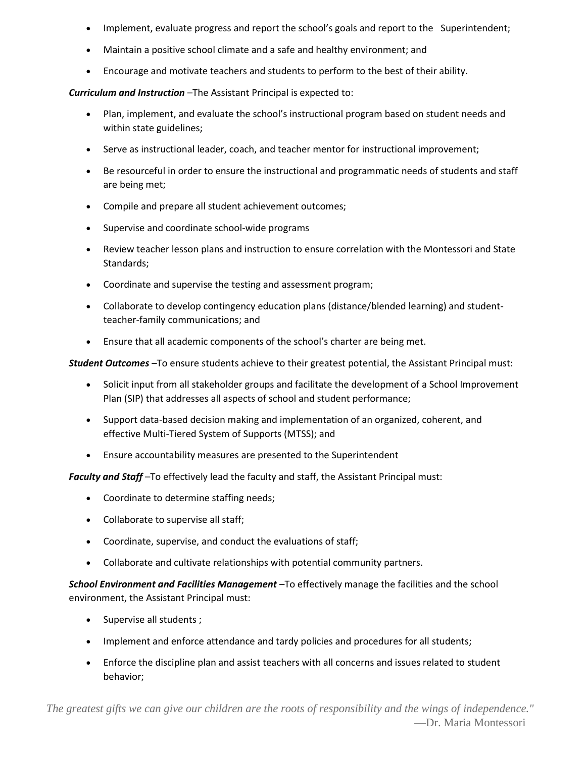- Implement, evaluate progress and report the school's goals and report to the Superintendent;
- Maintain a positive school climate and a safe and healthy environment; and
- Encourage and motivate teachers and students to perform to the best of their ability.

***Curriculum and Instruction*** –The Assistant Principal is expected to:

- Plan, implement, and evaluate the school's instructional program based on student needs and within state guidelines;
- Serve as instructional leader, coach, and teacher mentor for instructional improvement;
- Be resourceful in order to ensure the instructional and programmatic needs of students and staff are being met;
- Compile and prepare all student achievement outcomes;
- Supervise and coordinate school-wide programs
- Review teacher lesson plans and instruction to ensure correlation with the Montessori and State Standards;
- Coordinate and supervise the testing and assessment program;
- Collaborate to develop contingency education plans (distance/blended learning) and student-teacher-family communications; and
- Ensure that all academic components of the school's charter are being met.

***Student Outcomes*** –To ensure students achieve to their greatest potential, the Assistant Principal must:

- Solicit input from all stakeholder groups and facilitate the development of a School Improvement Plan (SIP) that addresses all aspects of school and student performance;
- Support data-based decision making and implementation of an organized, coherent, and effective Multi-Tiered System of Supports (MTSS); and
- Ensure accountability measures are presented to the Superintendent

***Faculty and Staff*** –To effectively lead the faculty and staff, the Assistant Principal must:

- Coordinate to determine staffing needs;
- Collaborate to supervise all staff;
- Coordinate, supervise, and conduct the evaluations of staff;
- Collaborate and cultivate relationships with potential community partners.

***School Environment and Facilities Management*** –To effectively manage the facilities and the school environment, the Assistant Principal must:

- Supervise all students ;
- Implement and enforce attendance and tardy policies and procedures for all students;
- Enforce the discipline plan and assist teachers with all concerns and issues related to student behavior;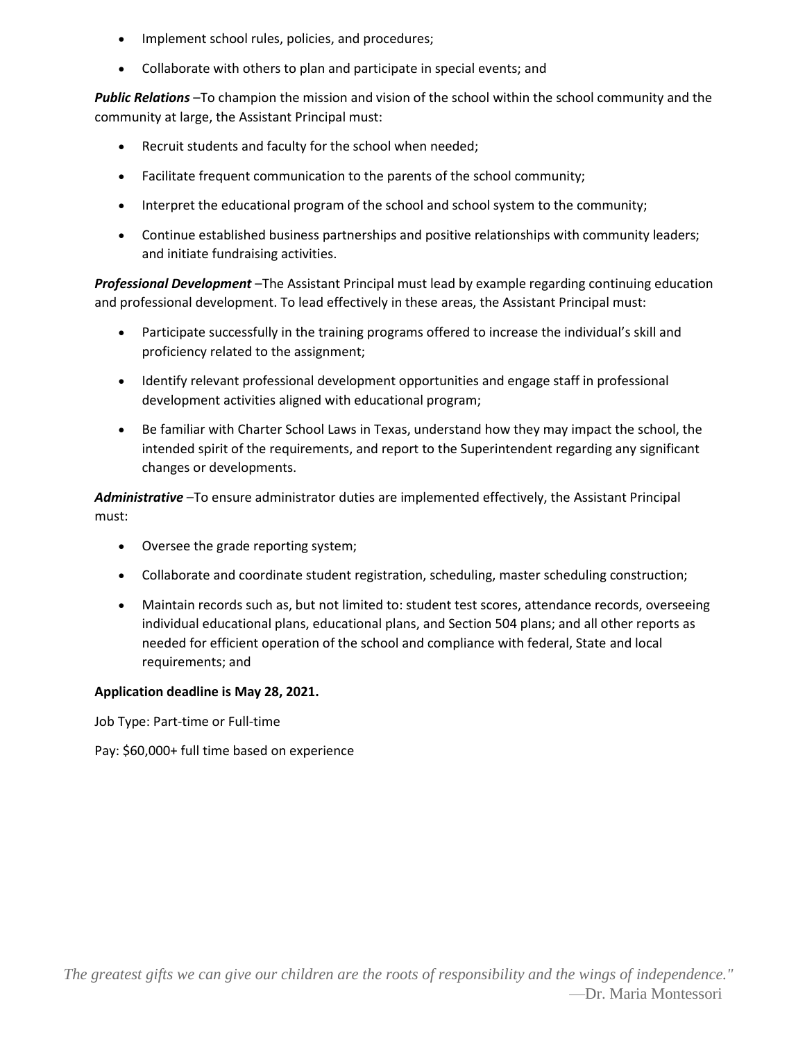- Implement school rules, policies, and procedures;
- Collaborate with others to plan and participate in special events; and

***Public Relations*** –To champion the mission and vision of the school within the school community and the community at large, the Assistant Principal must:

- Recruit students and faculty for the school when needed;
- Facilitate frequent communication to the parents of the school community;
- Interpret the educational program of the school and school system to the community;
- Continue established business partnerships and positive relationships with community leaders; and initiate fundraising activities.

***Professional Development*** –The Assistant Principal must lead by example regarding continuing education and professional development. To lead effectively in these areas, the Assistant Principal must:

- Participate successfully in the training programs offered to increase the individual's skill and proficiency related to the assignment;
- Identify relevant professional development opportunities and engage staff in professional development activities aligned with educational program;
- Be familiar with Charter School Laws in Texas, understand how they may impact the school, the intended spirit of the requirements, and report to the Superintendent regarding any significant changes or developments.

***Administrative*** –To ensure administrator duties are implemented effectively, the Assistant Principal must:

- Oversee the grade reporting system;
- Collaborate and coordinate student registration, scheduling, master scheduling construction;
- Maintain records such as, but not limited to: student test scores, attendance records, overseeing individual educational plans, educational plans, and Section 504 plans; and all other reports as needed for efficient operation of the school and compliance with federal, State and local requirements; and

**Application deadline is May 28, 2021.**

Job Type: Part-time or Full-time

Pay: $60,000+ full time based on experience

*The greatest gifts we can give our children are the roots of responsibility and the wings of independence."*
—Dr. Maria Montessori